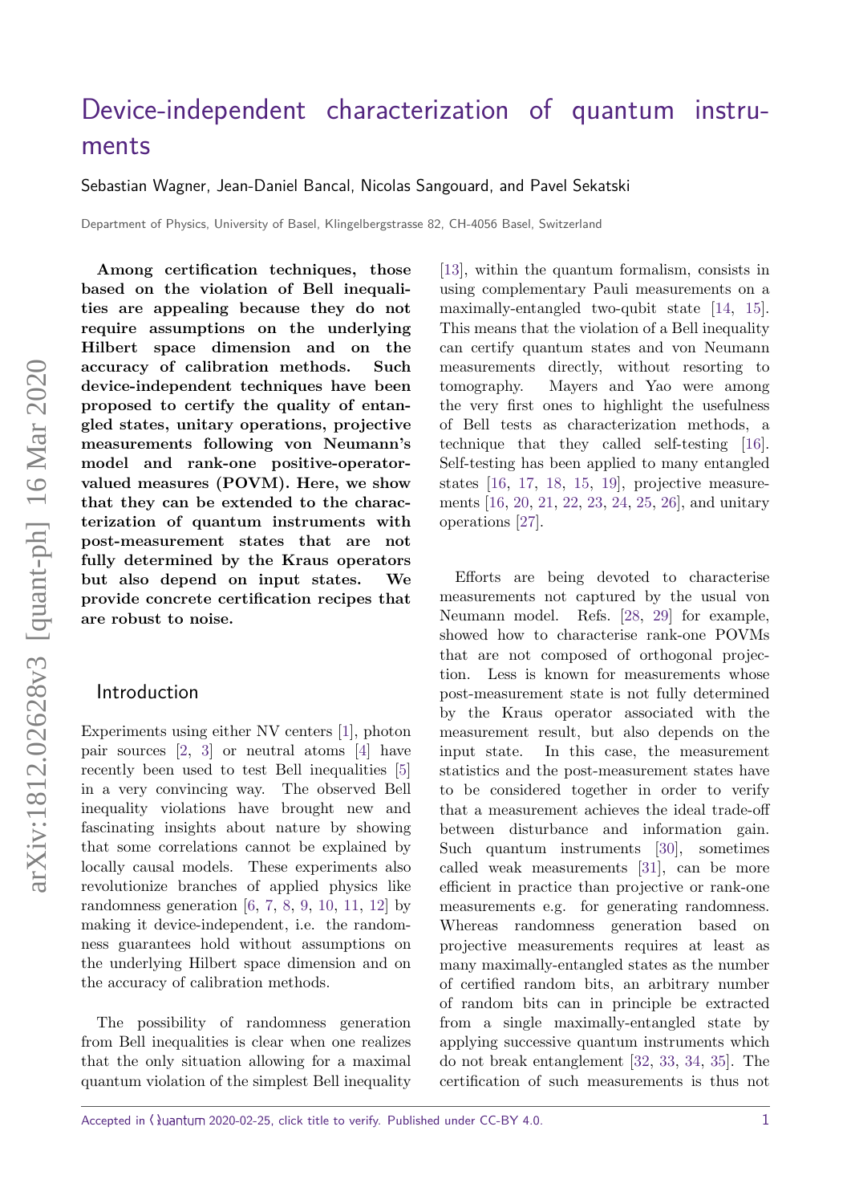# Device-independent characterization of quantum instruments

Sebastian Wagner, Jean-Daniel Bancal, Nicolas Sangouard, and Pavel Sekatski

Department of Physics, University of Basel, Klingelbergstrasse 82, CH-4056 Basel, Switzerland

**Among certification techniques, those based on the violation of Bell inequalities are appealing because they do not require assumptions on the underlying Hilbert space dimension and on the accuracy of calibration methods. Such device-independent techniques have been proposed to certify the quality of entangled states, unitary operations, projective measurements following von Neumann's model and rank-one positive-operator-valued measures (POVM). Here, we show that they can be extended to the characterization of quantum instruments with post-measurement states that are not fully determined by the Kraus operators but also depend on input states. We provide concrete certification recipes that are robust to noise.**

## Introduction

Experiments using either NV centers [1], photon pair sources [2, 3] or neutral atoms [4] have recently been used to test Bell inequalities [5] in a very convincing way. The observed Bell inequality violations have brought new and fascinating insights about nature by showing that some correlations cannot be explained by locally causal models. These experiments also revolutionize branches of applied physics like randomness generation [6, 7, 8, 9, 10, 11, 12] by making it device-independent, i.e. the randomness guarantees hold without assumptions on the underlying Hilbert space dimension and on the accuracy of calibration methods.

The possibility of randomness generation from Bell inequalities is clear when one realizes that the only situation allowing for a maximal quantum violation of the simplest Bell inequality [13], within the quantum formalism, consists in using complementary Pauli measurements on a maximally-entangled two-qubit state [14, 15]. This means that the violation of a Bell inequality can certify quantum states and von Neumann measurements directly, without resorting to tomography. Mayers and Yao were among the very first ones to highlight the usefulness of Bell tests as characterization methods, a technique that they called self-testing [16]. Self-testing has been applied to many entangled states [16, 17, 18, 15, 19], projective measurements [16, 20, 21, 22, 23, 24, 25, 26], and unitary operations [27].

Efforts are being devoted to characterise measurements not captured by the usual von Neumann model. Refs. [28, 29] for example, showed how to characterise rank-one POVMs that are not composed of orthogonal projection. Less is known for measurements whose post-measurement state is not fully determined by the Kraus operator associated with the measurement result, but also depends on the input state. In this case, the measurement statistics and the post-measurement states have to be considered together in order to verify that a measurement achieves the ideal trade-off between disturbance and information gain. Such quantum instruments [30], sometimes called weak measurements [31], can be more efficient in practice than projective or rank-one measurements e.g. for generating randomness. Whereas randomness generation based on projective measurements requires at least as many maximally-entangled states as the number of certified random bits, an arbitrary number of random bits can in principle be extracted from a single maximally-entangled state by applying successive quantum instruments which do not break entanglement [32, 33, 34, 35]. The certification of such measurements is thus not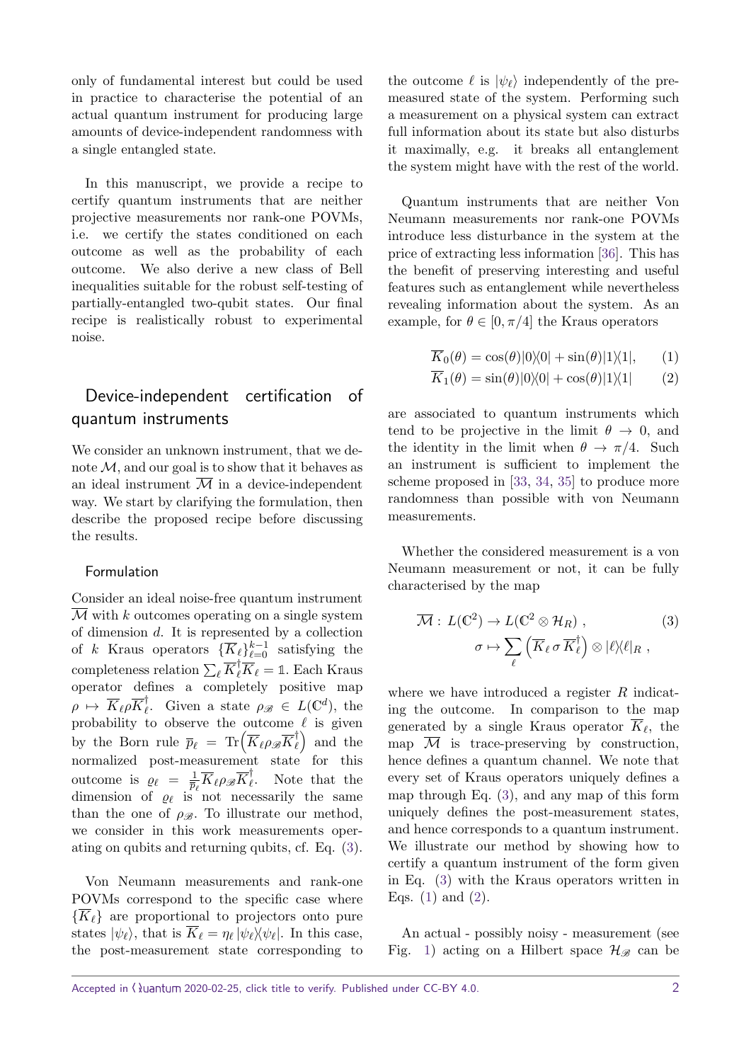only of fundamental interest but could be used in practice to characterise the potential of an actual quantum instrument for producing large amounts of device-independent randomness with a single entangled state.

In this manuscript, we provide a recipe to certify quantum instruments that are neither projective measurements nor rank-one POVMs, i.e. we certify the states conditioned on each outcome as well as the probability of each outcome. We also derive a new class of Bell inequalities suitable for the robust self-testing of partially-entangled two-qubit states. Our final recipe is realistically robust to experimental noise.

## Device-independent certification of quantum instruments

We consider an unknown instrument, that we denote $\mathcal{M}$, and our goal is to show that it behaves as an ideal instrument $\overline{\mathcal{M}}$ in a device-independent way. We start by clarifying the formulation, then describe the proposed recipe before discussing the results.

### Formulation

Consider an ideal noise-free quantum instrument $\overline{\mathcal{M}}$ with $k$ outcomes operating on a single system of dimension $d$. It is represented by a collection of $k$ Kraus operators $\{\overline{K}_\ell\}_{\ell=0}^{k-1}$ satisfying the completeness relation $\sum_\ell \overline{K}_\ell^\dagger \overline{K}_\ell = \mathbb{1}$. Each Kraus operator defines a completely positive map $\rho \mapsto \overline{K}_\ell \rho \overline{K}_\ell^\dagger$. Given a state $\rho_{\mathscr{B}} \in L(\mathbb{C}^d)$, the probability to observe the outcome $\ell$ is given by the Born rule $\overline{p}_\ell = \operatorname{Tr}\left(\overline{K}_\ell \rho_{\mathscr{B}} \overline{K}_\ell^\dagger\right)$ and the normalized post-measurement state for this outcome is $\varrho_\ell = \frac{1}{\overline{p}_\ell} \overline{K}_\ell \rho_{\mathscr{B}} \overline{K}_\ell^\dagger$. Note that the dimension of $\varrho_\ell$ is not necessarily the same than the one of $\rho_{\mathscr{B}}$. To illustrate our method, we consider in this work measurements operating on qubits and returning qubits, cf. Eq. (3).

Von Neumann measurements and rank-one POVMs correspond to the specific case where $\{\overline{K}_\ell\}$ are proportional to projectors onto pure states $|\psi_\ell\rangle$, that is $\overline{K}_\ell = \eta_\ell |\psi_\ell\rangle\langle\psi_\ell|$. In this case, the post-measurement state corresponding to the outcome $\ell$ is $|\psi_\ell\rangle$ independently of the pre-measured state of the system. Performing such a measurement on a physical system can extract full information about its state but also disturbs it maximally, e.g. it breaks all entanglement the system might have with the rest of the world.

Quantum instruments that are neither Von Neumann measurements nor rank-one POVMs introduce less disturbance in the system at the price of extracting less information [36]. This has the benefit of preserving interesting and useful features such as entanglement while nevertheless revealing information about the system. As an example, for $\theta \in [0, \pi/4]$ the Kraus operators

$$\overline{K}_0(\theta) = \cos(\theta)|0\rangle\langle 0| + \sin(\theta)|1\rangle\langle 1|, \qquad (1)$$

$$\overline{K}_1(\theta) = \sin(\theta)|0\rangle\langle 0| + \cos(\theta)|1\rangle\langle 1| \qquad (2)$$

are associated to quantum instruments which tend to be projective in the limit $\theta \to 0$, and the identity in the limit when $\theta \to \pi/4$. Such an instrument is sufficient to implement the scheme proposed in [33, 34, 35] to produce more randomness than possible with von Neumann measurements.

Whether the considered measurement is a von Neumann measurement or not, it can be fully characterised by the map

$$\begin{aligned} \overline{\mathcal{M}} :\, & L(\mathbb{C}^2) \to L(\mathbb{C}^2 \otimes \mathcal{H}_R)\,, \\ & \sigma \mapsto \sum_\ell \left(\overline{K}_\ell\, \sigma\, \overline{K}_\ell^\dagger\right) \otimes |\ell\rangle\langle\ell|_R\,, \end{aligned} \qquad (3)$$

where we have introduced a register $R$ indicating the outcome. In comparison to the map generated by a single Kraus operator $\overline{K}_\ell$, the map $\overline{\mathcal{M}}$ is trace-preserving by construction, hence defines a quantum channel. We note that every set of Kraus operators uniquely defines a map through Eq. (3), and any map of this form uniquely defines the post-measurement states, and hence corresponds to a quantum instrument. We illustrate our method by showing how to certify a quantum instrument of the form given in Eq. (3) with the Kraus operators written in Eqs. (1) and (2).

An actual - possibly noisy - measurement (see Fig. 1) acting on a Hilbert space $\mathcal{H}_{\mathscr{B}}$ can be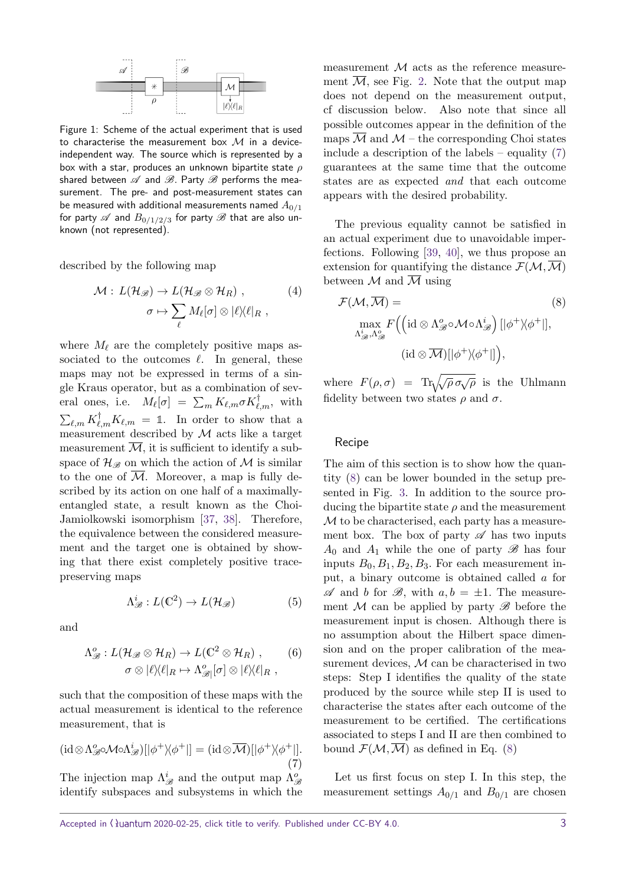Figure 1: Scheme of the actual experiment that is used to characterise the measurement box $\mathcal{M}$ in a device-independent way. The source which is represented by a box with a star, produces an unknown bipartite state $\rho$ shared between $\mathscr{A}$ and $\mathscr{B}$. Party $\mathscr{B}$ performs the measurement. The pre- and post-measurement states can be measured with additional measurements named $A_{0/1}$ for party $\mathscr{A}$ and $B_{0/1/2/3}$ for party $\mathscr{B}$ that are also unknown (not represented).

described by the following map

$$
\begin{aligned}
\mathcal{M} : \, L(\mathcal{H}_{\mathscr{B}}) &\to L(\mathcal{H}_{\mathscr{B}} \otimes \mathcal{H}_R) \, , \\
\sigma &\mapsto \sum_{\ell} M_{\ell}[\sigma] \otimes |\ell\rangle\langle\ell|_R \, ,
\end{aligned}
\tag{4}
$$

where $M_\ell$ are the completely positive maps associated to the outcomes $\ell$. In general, these maps may not be expressed in terms of a single Kraus operator, but as a combination of several ones, i.e. $M_\ell[\sigma] = \sum_m K_{\ell,m} \sigma K_{\ell,m}^\dagger$, with $\sum_{\ell,m} K_{\ell,m}^\dagger K_{\ell,m} = \mathbb{1}$. In order to show that a measurement described by $\mathcal{M}$ acts like a target measurement $\overline{\mathcal{M}}$, it is sufficient to identify a subspace of $\mathcal{H}_{\mathscr{B}}$ on which the action of $\mathcal{M}$ is similar to the one of $\overline{\mathcal{M}}$. Moreover, a map is fully described by its action on one half of a maximally-entangled state, a result known as the Choi-Jamiolkowski isomorphism [37, 38]. Therefore, the equivalence between the considered measurement and the target one is obtained by showing that there exist completely positive trace-preserving maps

$$
\Lambda^i_{\mathscr{B}} : L(\mathbb{C}^2) \to L(\mathcal{H}_{\mathscr{B}})
\tag{5}
$$

and

$$
\begin{aligned}
\Lambda^o_{\mathscr{B}} : L(\mathcal{H}_{\mathscr{B}} \otimes \mathcal{H}_R) &\to L(\mathbb{C}^2 \otimes \mathcal{H}_R) \, , \\
\sigma \otimes |\ell\rangle\langle\ell|_R &\mapsto \Lambda^o_{\mathscr{B}|}[\sigma] \otimes |\ell\rangle\langle\ell|_R \, ,
\end{aligned}
\tag{6}
$$

such that the composition of these maps with the actual measurement is identical to the reference measurement, that is

$$
(\mathrm{id} \otimes \Lambda^o_{\mathscr{B}} \circ \mathcal{M} \circ \Lambda^i_{\mathscr{B}})[|\phi^+\rangle\langle\phi^+|] = (\mathrm{id} \otimes \overline{\mathcal{M}})[|\phi^+\rangle\langle\phi^+|].
\tag{7}
$$

The injection map $\Lambda^i_{\mathscr{B}}$ and the output map $\Lambda^o_{\mathscr{B}}$ identify subspaces and subsystems in which the measurement $\mathcal{M}$ acts as the reference measurement $\overline{\mathcal{M}}$, see Fig. 2. Note that the output map does not depend on the measurement output, cf discussion below. Also note that since all possible outcomes appear in the definition of the maps $\overline{\mathcal{M}}$ and $\mathcal{M}$ – the corresponding Choi states include a description of the labels – equality (7) guarantees at the same time that the outcome states are as expected *and* that each outcome appears with the desired probability.

The previous equality cannot be satisfied in an actual experiment due to unavoidable imperfections. Following [39, 40], we thus propose an extension for quantifying the distance $\mathcal{F}(\mathcal{M}, \overline{\mathcal{M}})$ between $\mathcal{M}$ and $\overline{\mathcal{M}}$ using

$$
\begin{aligned}
&\mathcal{F}(\mathcal{M}, \overline{\mathcal{M}}) = \\
&\max_{\Lambda^i_{\mathscr{B}}, \Lambda^o_{\mathscr{B}}} F\Big(\left(\mathrm{id} \otimes \Lambda^o_{\mathscr{B}} \circ \mathcal{M} \circ \Lambda^i_{\mathscr{B}}\right)[|\phi^+\rangle\langle\phi^+|], \\
&\qquad (\mathrm{id} \otimes \overline{\mathcal{M}})[|\phi^+\rangle\langle\phi^+|]\Big),
\end{aligned}
\tag{8}
$$

where $F(\rho, \sigma) = \mathrm{Tr}\sqrt{\sqrt{\rho}\,\sigma\sqrt{\rho}}$ is the Uhlmann fidelity between two states $\rho$ and $\sigma$.

## Recipe

The aim of this section is to show how the quantity (8) can be lower bounded in the setup presented in Fig. 3. In addition to the source producing the bipartite state $\rho$ and the measurement $\mathcal{M}$ to be characterised, each party has a measurement box. The box of party $\mathscr{A}$ has two inputs $A_0$ and $A_1$ while the one of party $\mathscr{B}$ has four inputs $B_0, B_1, B_2, B_3$. For each measurement input, a binary outcome is obtained called $a$ for $\mathscr{A}$ and $b$ for $\mathscr{B}$, with $a, b = \pm 1$. The measurement $\mathcal{M}$ can be applied by party $\mathscr{B}$ before the measurement input is chosen. Although there is no assumption about the Hilbert space dimension and on the proper calibration of the measurement devices, $\mathcal{M}$ can be characterised in two steps: Step I identifies the quality of the state produced by the source while step II is used to characterise the states after each outcome of the measurement to be certified. The certifications associated to steps I and II are then combined to bound $\mathcal{F}(\mathcal{M}, \overline{\mathcal{M}})$ as defined in Eq. (8)

Let us first focus on step I. In this step, the measurement settings $A_{0/1}$ and $B_{0/1}$ are chosen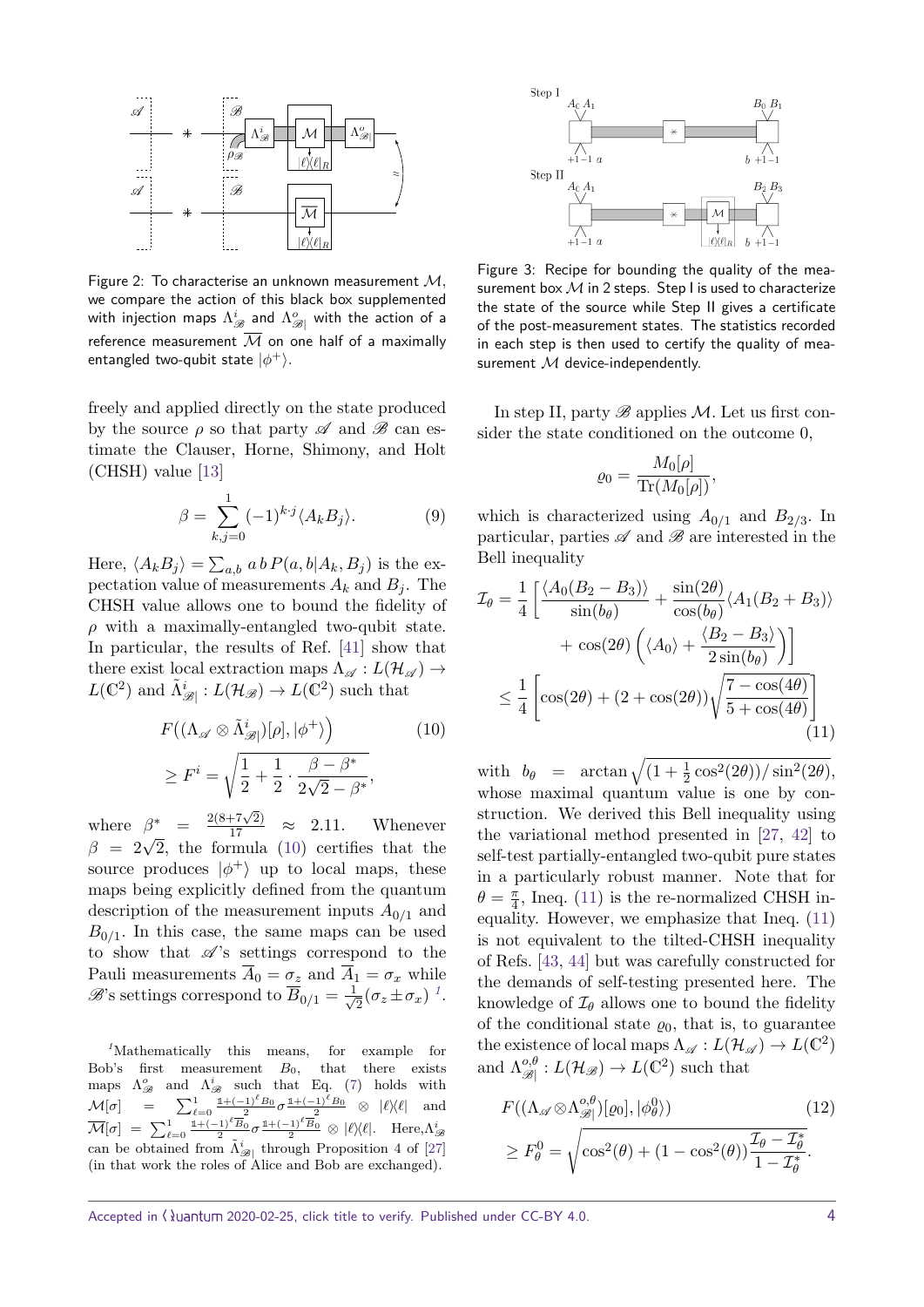Figure 2: To characterise an unknown measurement $\mathcal{M}$, we compare the action of this black box supplemented with injection maps $\Lambda^{i}_{\mathscr{B}}$ and $\Lambda^{o}_{\mathscr{B}|}$ with the action of a reference measurement $\overline{\mathcal{M}}$ on one half of a maximally entangled two-qubit state $|\phi^+\rangle$.

freely and applied directly on the state produced by the source $\rho$ so that party $\mathscr{A}$ and $\mathscr{B}$ can estimate the Clauser, Horne, Shimony, and Holt (CHSH) value [13]

$$\beta = \sum_{k,j=0}^{1} (-1)^{k \cdot j} \langle A_k B_j \rangle. \tag{9}$$

Here, $\langle A_k B_j \rangle = \sum_{a,b} a\, b\, P(a, b|A_k, B_j)$ is the expectation value of measurements $A_k$ and $B_j$. The CHSH value allows one to bound the fidelity of $\rho$ with a maximally-entangled two-qubit state. In particular, the results of Ref. [41] show that there exist local extraction maps $\Lambda_{\mathscr{A}} : L(\mathcal{H}_{\mathscr{A}}) \to L(\mathbb{C}^2)$ and $\tilde{\Lambda}^{i}_{\mathscr{B}|} : L(\mathcal{H}_{\mathscr{B}}) \to L(\mathbb{C}^2)$ such that

$$\begin{aligned} &F\big((\Lambda_{\mathscr{A}} \otimes \tilde{\Lambda}^{i}_{\mathscr{B}|})[\rho], |\phi^+\rangle\big) \\ &\geq F^i = \sqrt{\frac{1}{2} + \frac{1}{2} \cdot \frac{\beta - \beta^*}{2\sqrt{2} - \beta^*}}, \end{aligned} \tag{10}$$

where $\beta^* = \frac{2(8+7\sqrt{2})}{17} \approx 2.11$. Whenever $\beta = 2\sqrt{2}$, the formula (10) certifies that the source produces $|\phi^+\rangle$ up to local maps, these maps being explicitly defined from the quantum description of the measurement inputs $A_{0/1}$ and $B_{0/1}$. In this case, the same maps can be used to show that $\mathscr{A}$'s settings correspond to the Pauli measurements $\overline{A}_0 = \sigma_z$ and $\overline{A}_1 = \sigma_x$ while $\mathscr{B}$'s settings correspond to $\overline{B}_{0/1} = \frac{1}{\sqrt{2}}(\sigma_z \pm \sigma_x)$ [1].

[1] Mathematically this means, for example for Bob's first measurement $B_0$, that there exists maps $\Lambda^{o}_{\mathscr{B}}$ and $\Lambda^{i}_{\mathscr{B}}$ such that Eq. (7) holds with $\mathcal{M}[\sigma] = \sum_{\ell=0}^{1} \frac{\mathbb{1}+(-1)^{\ell} B_0}{2} \sigma \frac{\mathbb{1}+(-1)^{\ell} B_0}{2} \otimes |\ell\rangle\langle\ell|$ and $\overline{\mathcal{M}}[\sigma] = \sum_{\ell=0}^{1} \frac{\mathbb{1}+(-1)^{\ell} \overline{B}_0}{2} \sigma \frac{\mathbb{1}+(-1)^{\ell} \overline{B}_0}{2} \otimes |\ell\rangle\langle\ell|$. Here, $\Lambda^{i}_{\mathscr{B}}$ can be obtained from $\tilde{\Lambda}^{i}_{\mathscr{B}|}$ through Proposition 4 of [27] (in that work the roles of Alice and Bob are exchanged).

Figure 3: Recipe for bounding the quality of the measurement box $\mathcal{M}$ in 2 steps. Step I is used to characterize the state of the source while Step II gives a certificate of the post-measurement states. The statistics recorded in each step is then used to certify the quality of measurement $\mathcal{M}$ device-independently.

In step II, party $\mathscr{B}$ applies $\mathcal{M}$. Let us first consider the state conditioned on the outcome 0,

$$\varrho_0 = \frac{M_0[\rho]}{\mathrm{Tr}(M_0[\rho])},$$

which is characterized using $A_{0/1}$ and $B_{2/3}$. In particular, parties $\mathscr{A}$ and $\mathscr{B}$ are interested in the Bell inequality

$$\begin{aligned} \mathcal{I}_\theta = \frac{1}{4} \Big[ &\frac{\langle A_0(B_2 - B_3)\rangle}{\sin(b_\theta)} + \frac{\sin(2\theta)}{\cos(b_\theta)} \langle A_1(B_2 + B_3)\rangle \\ &+ \cos(2\theta) \left( \langle A_0 \rangle + \frac{\langle B_2 - B_3 \rangle}{2\sin(b_\theta)} \right) \Big] \\ \leq \frac{1}{4} \Big[ &\cos(2\theta) + (2 + \cos(2\theta)) \sqrt{\frac{7 - \cos(4\theta)}{5 + \cos(4\theta)}} \Big] \end{aligned} \tag{11}$$

with $b_\theta = \arctan\sqrt{(1 + \frac{1}{2}\cos^2(2\theta))/\sin^2(2\theta)}$, whose maximal quantum value is one by construction. We derived this Bell inequality using the variational method presented in [27, 42] to self-test partially-entangled two-qubit pure states in a particularly robust manner. Note that for $\theta = \frac{\pi}{4}$, Ineq. (11) is the re-normalized CHSH inequality. However, we emphasize that Ineq. (11) is not equivalent to the tilted-CHSH inequality of Refs. [43, 44] but was carefully constructed for the demands of self-testing presented here. The knowledge of $\mathcal{I}_\theta$ allows one to bound the fidelity of the conditional state $\varrho_0$, that is, to guarantee the existence of local maps $\Lambda_{\mathscr{A}} : L(\mathcal{H}_{\mathscr{A}}) \to L(\mathbb{C}^2)$ and $\Lambda^{o,\theta}_{\mathscr{B}|} : L(\mathcal{H}_{\mathscr{B}}) \to L(\mathbb{C}^2)$ such that

$$\begin{aligned} &F((\Lambda_{\mathscr{A}} \otimes \Lambda^{o,\theta}_{\mathscr{B}|})[\varrho_0], |\phi^0_\theta\rangle) \\ &\geq F^0_\theta = \sqrt{\cos^2(\theta) + (1 - \cos^2(\theta)) \frac{\mathcal{I}_\theta - \mathcal{I}^*_\theta}{1 - \mathcal{I}^*_\theta}}. \end{aligned} \tag{12}$$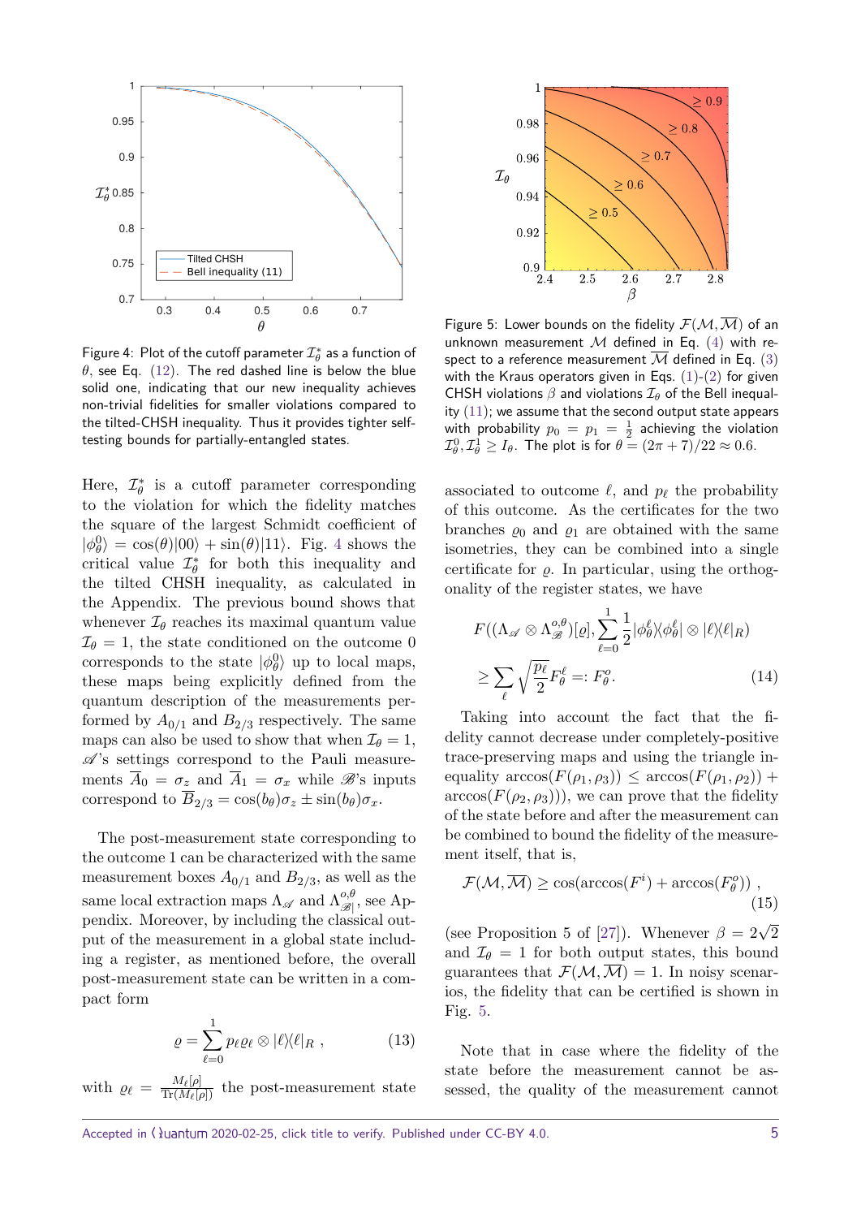Figure 4: Plot of the cutoff parameter $\mathcal{I}_\theta^*$ as a function of $\theta$, see Eq. (12). The red dashed line is below the blue solid one, indicating that our new inequality achieves non-trivial fidelities for smaller violations compared to the tilted-CHSH inequality. Thus it provides tighter self-testing bounds for partially-entangled states.

Here, $\mathcal{I}_\theta^*$ is a cutoff parameter corresponding to the violation for which the fidelity matches the square of the largest Schmidt coefficient of $|\phi_\theta^0\rangle = \cos(\theta)|00\rangle + \sin(\theta)|11\rangle$. Fig. 4 shows the critical value $\mathcal{I}_\theta^*$ for both this inequality and the tilted CHSH inequality, as calculated in the Appendix. The previous bound shows that whenever $\mathcal{I}_\theta$ reaches its maximal quantum value $\mathcal{I}_\theta = 1$, the state conditioned on the outcome 0 corresponds to the state $|\phi_\theta^0\rangle$ up to local maps, these maps being explicitly defined from the quantum description of the measurements performed by $A_{0/1}$ and $B_{2/3}$ respectively. The same maps can also be used to show that when $\mathcal{I}_\theta = 1$, $\mathscr{A}$'s settings correspond to the Pauli measurements $\overline{A}_0 = \sigma_z$ and $\overline{A}_1 = \sigma_x$ while $\mathscr{B}$'s inputs correspond to $\overline{B}_{2/3} = \cos(b_\theta)\sigma_z \pm \sin(b_\theta)\sigma_x$.

The post-measurement state corresponding to the outcome 1 can be characterized with the same measurement boxes $A_{0/1}$ and $B_{2/3}$, as well as the same local extraction maps $\Lambda_\mathscr{A}$ and $\Lambda_{\mathscr{B}|}^{o,\theta}$, see Appendix. Moreover, by including the classical output of the measurement in a global state including a register, as mentioned before, the overall post-measurement state can be written in a compact form

$$\varrho = \sum_{\ell=0}^{1} p_\ell \varrho_\ell \otimes |\ell\rangle\langle\ell|_R \,, \tag{13}$$

with $\varrho_\ell = \frac{M_\ell[\rho]}{\mathrm{Tr}(M_\ell[\rho])}$ the post-measurement state associated to outcome $\ell$, and $p_\ell$ the probability of this outcome. As the certificates for the two branches $\varrho_0$ and $\varrho_1$ are obtained with the same isometries, they can be combined into a single certificate for $\varrho$. In particular, using the orthogonality of the register states, we have

$$F((\Lambda_\mathscr{A} \otimes \Lambda_\mathscr{B}^{o,\theta})[\varrho], \sum_{\ell=0}^{1} \frac{1}{2} |\phi_\theta^\ell\rangle\langle\phi_\theta^\ell| \otimes |\ell\rangle\langle\ell|_R)$$
$$\geq \sum_\ell \sqrt{\frac{p_\ell}{2}} F_\theta^\ell =: F_\theta^o. \tag{14}$$

Figure 5: Lower bounds on the fidelity $\mathcal{F}(\mathcal{M}, \overline{\mathcal{M}})$ of an unknown measurement $\mathcal{M}$ defined in Eq. (4) with respect to a reference measurement $\overline{\mathcal{M}}$ defined in Eq. (3) with the Kraus operators given in Eqs. (1)-(2) for given CHSH violations $\beta$ and violations $\mathcal{I}_\theta$ of the Bell inequality (11); we assume that the second output state appears with probability $p_0 = p_1 = \frac{1}{2}$ achieving the violation $\mathcal{I}_\theta^0, \mathcal{I}_\theta^1 \geq I_\theta$. The plot is for $\theta = (2\pi + 7)/22 \approx 0.6$.

Taking into account the fact that the fidelity cannot decrease under completely-positive trace-preserving maps and using the triangle inequality $\arccos(F(\rho_1, \rho_3)) \leq \arccos(F(\rho_1, \rho_2)) + \arccos(F(\rho_2, \rho_3))$, we can prove that the fidelity of the state before and after the measurement can be combined to bound the fidelity of the measurement itself, that is,

$$\mathcal{F}(\mathcal{M}, \overline{\mathcal{M}}) \geq \cos(\arccos(F^i) + \arccos(F_\theta^o)) \,, \tag{15}$$

(see Proposition 5 of [27]). Whenever $\beta = 2\sqrt{2}$ and $\mathcal{I}_\theta = 1$ for both output states, this bound guarantees that $\mathcal{F}(\mathcal{M}, \overline{\mathcal{M}}) = 1$. In noisy scenarios, the fidelity that can be certified is shown in Fig. 5.

Note that in case where the fidelity of the state before the measurement cannot be assessed, the quality of the measurement cannot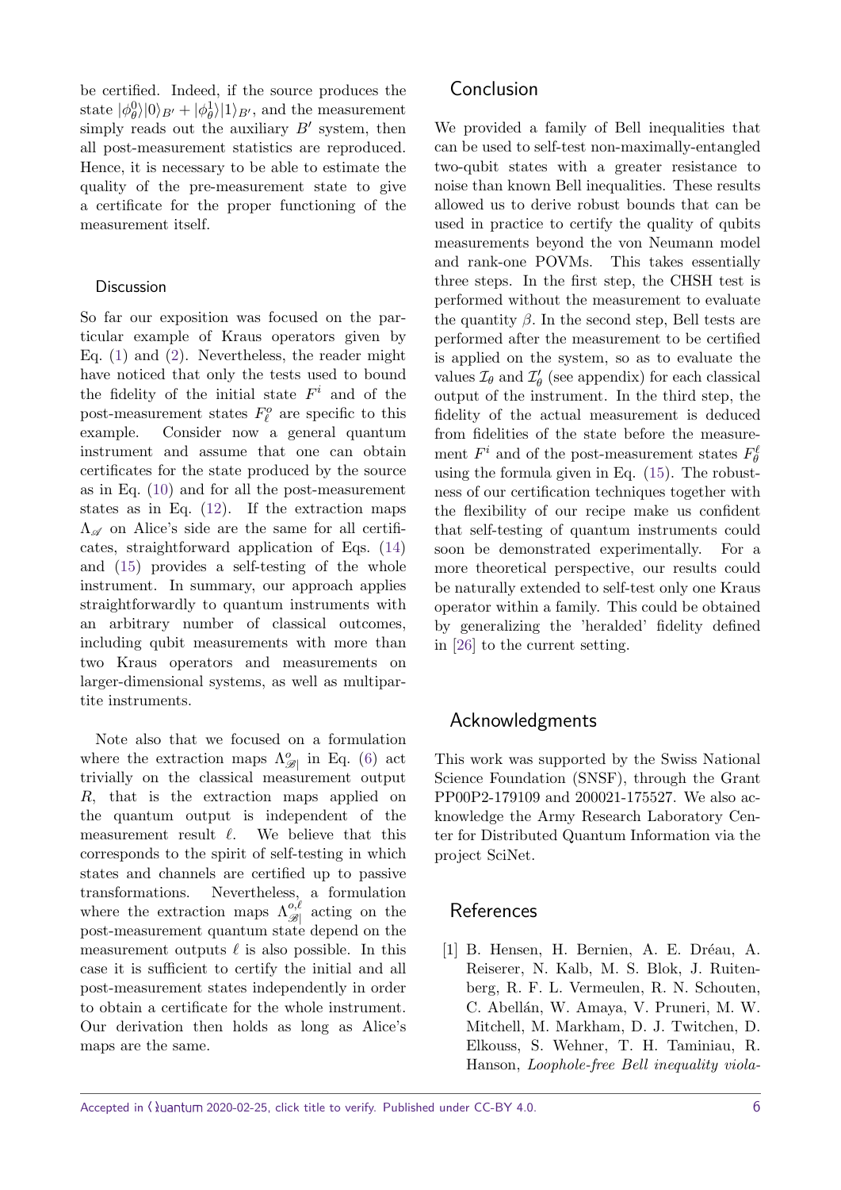be certified. Indeed, if the source produces the state $|\phi_\theta^0\rangle|0\rangle_{B'} + |\phi_\theta^1\rangle|1\rangle_{B'}$, and the measurement simply reads out the auxiliary $B'$ system, then all post-measurement statistics are reproduced. Hence, it is necessary to be able to estimate the quality of the pre-measurement state to give a certificate for the proper functioning of the measurement itself.

### Discussion

So far our exposition was focused on the particular example of Kraus operators given by Eq. (1) and (2). Nevertheless, the reader might have noticed that only the tests used to bound the fidelity of the initial state $F^i$ and of the post-measurement states $F^o_\ell$ are specific to this example. Consider now a general quantum instrument and assume that one can obtain certificates for the state produced by the source as in Eq. (10) and for all the post-measurement states as in Eq. (12). If the extraction maps $\Lambda_{\mathscr{A}}$ on Alice's side are the same for all certificates, straightforward application of Eqs. (14) and (15) provides a self-testing of the whole instrument. In summary, our approach applies straightforwardly to quantum instruments with an arbitrary number of classical outcomes, including qubit measurements with more than two Kraus operators and measurements on larger-dimensional systems, as well as multipartite instruments.

Note also that we focused on a formulation where the extraction maps $\Lambda^o_{\mathscr{B}|}$ in Eq. (6) act trivially on the classical measurement output $R$, that is the extraction maps applied on the quantum output is independent of the measurement result $\ell$. We believe that this corresponds to the spirit of self-testing in which states and channels are certified up to passive transformations. Nevertheless, a formulation where the extraction maps $\Lambda^{o,\ell}_{\mathscr{B}|}$ acting on the post-measurement quantum state depend on the measurement outputs $\ell$ is also possible. In this case it is sufficient to certify the initial and all post-measurement states independently in order to obtain a certificate for the whole instrument. Our derivation then holds as long as Alice's maps are the same.

## Conclusion

We provided a family of Bell inequalities that can be used to self-test non-maximally-entangled two-qubit states with a greater resistance to noise than known Bell inequalities. These results allowed us to derive robust bounds that can be used in practice to certify the quality of qubits measurements beyond the von Neumann model and rank-one POVMs. This takes essentially three steps. In the first step, the CHSH test is performed without the measurement to evaluate the quantity $\beta$. In the second step, Bell tests are performed after the measurement to be certified is applied on the system, so as to evaluate the values $\mathcal{I}_\theta$ and $\mathcal{I}'_\theta$ (see appendix) for each classical output of the instrument. In the third step, the fidelity of the actual measurement is deduced from fidelities of the state before the measurement $F^i$ and of the post-measurement states $F^\ell_\theta$ using the formula given in Eq. (15). The robustness of our certification techniques together with the flexibility of our recipe make us confident that self-testing of quantum instruments could soon be demonstrated experimentally. For a more theoretical perspective, our results could be naturally extended to self-test only one Kraus operator within a family. This could be obtained by generalizing the 'heralded' fidelity defined in [26] to the current setting.

## Acknowledgments

This work was supported by the Swiss National Science Foundation (SNSF), through the Grant PP00P2-179109 and 200021-175527. We also acknowledge the Army Research Laboratory Center for Distributed Quantum Information via the project SciNet.

## References

[1] B. Hensen, H. Bernien, A. E. Dréau, A. Reiserer, N. Kalb, M. S. Blok, J. Ruitenberg, R. F. L. Vermeulen, R. N. Schouten, C. Abellán, W. Amaya, V. Pruneri, M. W. Mitchell, M. Markham, D. J. Twitchen, D. Elkouss, S. Wehner, T. H. Taminiau, R. Hanson, *Loophole-free Bell inequality viola-*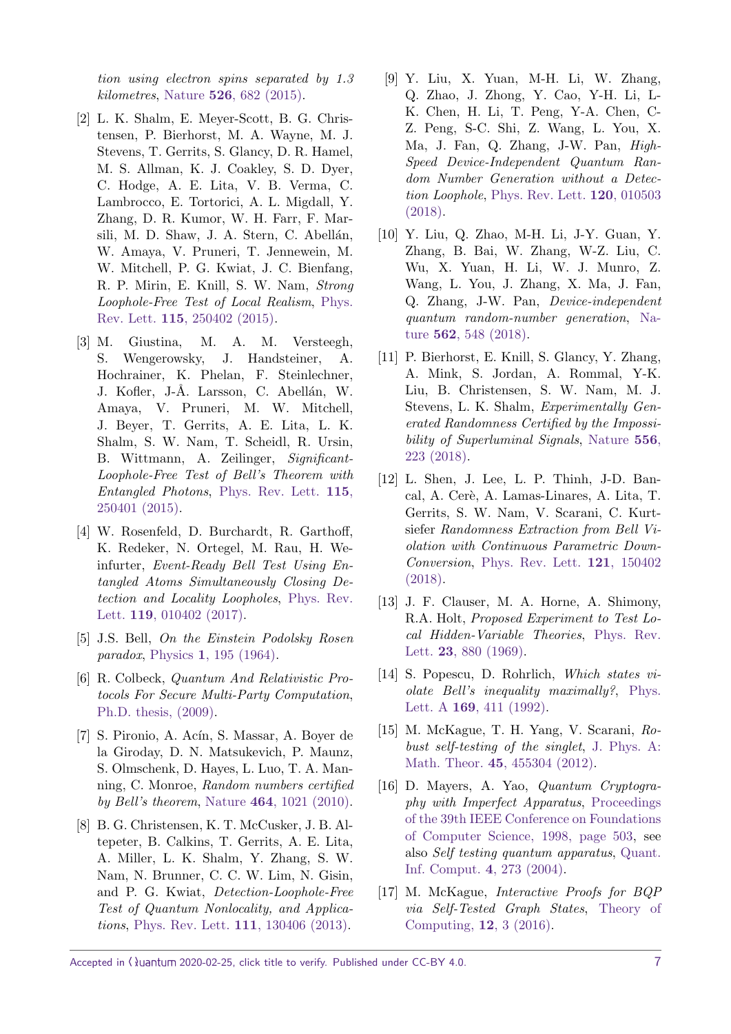*tion using electron spins separated by 1.3 kilometres*, Nature **526**, 682 (2015).

[2] L. K. Shalm, E. Meyer-Scott, B. G. Christensen, P. Bierhorst, M. A. Wayne, M. J. Stevens, T. Gerrits, S. Glancy, D. R. Hamel, M. S. Allman, K. J. Coakley, S. D. Dyer, C. Hodge, A. E. Lita, V. B. Verma, C. Lambrocco, E. Tortorici, A. L. Migdall, Y. Zhang, D. R. Kumor, W. H. Farr, F. Marsili, M. D. Shaw, J. A. Stern, C. Abellán, W. Amaya, V. Pruneri, T. Jennewein, M. W. Mitchell, P. G. Kwiat, J. C. Bienfang, R. P. Mirin, E. Knill, S. W. Nam, *Strong Loophole-Free Test of Local Realism*, Phys. Rev. Lett. **115**, 250402 (2015).

[3] M. Giustina, M. A. M. Versteegh, S. Wengerowsky, J. Handsteiner, A. Hochrainer, K. Phelan, F. Steinlechner, J. Kofler, J-Å. Larsson, C. Abellán, W. Amaya, V. Pruneri, M. W. Mitchell, J. Beyer, T. Gerrits, A. E. Lita, L. K. Shalm, S. W. Nam, T. Scheidl, R. Ursin, B. Wittmann, A. Zeilinger, *Significant-Loophole-Free Test of Bell's Theorem with Entangled Photons*, Phys. Rev. Lett. **115**, 250401 (2015).

[4] W. Rosenfeld, D. Burchardt, R. Garthoff, K. Redeker, N. Ortegel, M. Rau, H. Weinfurter, *Event-Ready Bell Test Using Entangled Atoms Simultaneously Closing Detection and Locality Loopholes*, Phys. Rev. Lett. **119**, 010402 (2017).

[5] J.S. Bell, *On the Einstein Podolsky Rosen paradox*, Physics **1**, 195 (1964).

[6] R. Colbeck, *Quantum And Relativistic Protocols For Secure Multi-Party Computation*, Ph.D. thesis, (2009).

[7] S. Pironio, A. Acín, S. Massar, A. Boyer de la Giroday, D. N. Matsukevich, P. Maunz, S. Olmschenk, D. Hayes, L. Luo, T. A. Manning, C. Monroe, *Random numbers certified by Bell's theorem*, Nature **464**, 1021 (2010).

[8] B. G. Christensen, K. T. McCusker, J. B. Altepeter, B. Calkins, T. Gerrits, A. E. Lita, A. Miller, L. K. Shalm, Y. Zhang, S. W. Nam, N. Brunner, C. C. W. Lim, N. Gisin, and P. G. Kwiat, *Detection-Loophole-Free Test of Quantum Nonlocality, and Applications*, Phys. Rev. Lett. **111**, 130406 (2013).

[9] Y. Liu, X. Yuan, M-H. Li, W. Zhang, Q. Zhao, J. Zhong, Y. Cao, Y-H. Li, L-K. Chen, H. Li, T. Peng, Y-A. Chen, C-Z. Peng, S-C. Shi, Z. Wang, L. You, X. Ma, J. Fan, Q. Zhang, J-W. Pan, *High-Speed Device-Independent Quantum Random Number Generation without a Detection Loophole*, Phys. Rev. Lett. **120**, 010503 (2018).

[10] Y. Liu, Q. Zhao, M-H. Li, J-Y. Guan, Y. Zhang, B. Bai, W. Zhang, W-Z. Liu, C. Wu, X. Yuan, H. Li, W. J. Munro, Z. Wang, L. You, J. Zhang, X. Ma, J. Fan, Q. Zhang, J-W. Pan, *Device-independent quantum random-number generation*, Nature **562**, 548 (2018).

[11] P. Bierhorst, E. Knill, S. Glancy, Y. Zhang, A. Mink, S. Jordan, A. Rommal, Y-K. Liu, B. Christensen, S. W. Nam, M. J. Stevens, L. K. Shalm, *Experimentally Generated Randomness Certified by the Impossibility of Superluminal Signals*, Nature **556**, 223 (2018).

[12] L. Shen, J. Lee, L. P. Thinh, J-D. Bancal, A. Cerè, A. Lamas-Linares, A. Lita, T. Gerrits, S. W. Nam, V. Scarani, C. Kurtsiefer *Randomness Extraction from Bell Violation with Continuous Parametric Down-Conversion*, Phys. Rev. Lett. **121**, 150402 (2018).

[13] J. F. Clauser, M. A. Horne, A. Shimony, R.A. Holt, *Proposed Experiment to Test Local Hidden-Variable Theories*, Phys. Rev. Lett. **23**, 880 (1969).

[14] S. Popescu, D. Rohrlich, *Which states violate Bell's inequality maximally?*, Phys. Lett. A **169**, 411 (1992).

[15] M. McKague, T. H. Yang, V. Scarani, *Robust self-testing of the singlet*, J. Phys. A: Math. Theor. **45**, 455304 (2012).

[16] D. Mayers, A. Yao, *Quantum Cryptography with Imperfect Apparatus*, Proceedings of the 39th IEEE Conference on Foundations of Computer Science, 1998, page 503, see also *Self testing quantum apparatus*, Quant. Inf. Comput. **4**, 273 (2004).

[17] M. McKague, *Interactive Proofs for BQP via Self-Tested Graph States*, Theory of Computing, **12**, 3 (2016).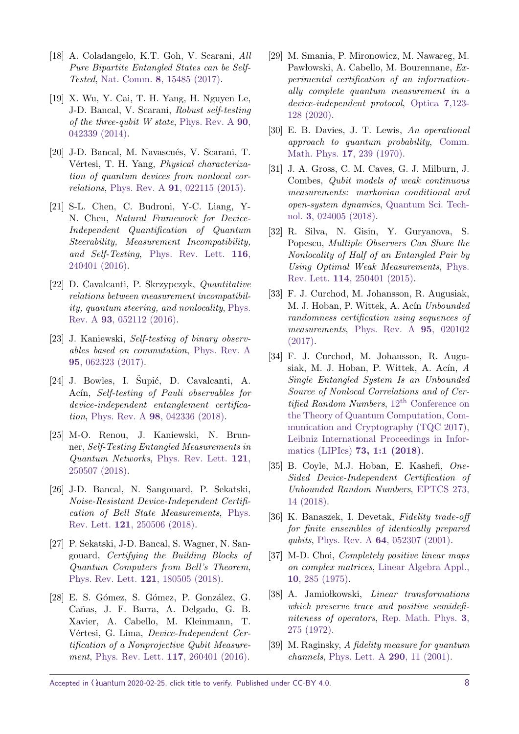[18] A. Coladangelo, K.T. Goh, V. Scarani, *All Pure Bipartite Entangled States can be Self-Tested*, Nat. Comm. **8**, 15485 (2017).

[19] X. Wu, Y. Cai, T. H. Yang, H. Nguyen Le, J-D. Bancal, V. Scarani, *Robust self-testing of the three-qubit W state*, Phys. Rev. A **90**, 042339 (2014).

[20] J-D. Bancal, M. Navascués, V. Scarani, T. Vértesi, T. H. Yang, *Physical characterization of quantum devices from nonlocal correlations*, Phys. Rev. A **91**, 022115 (2015).

[21] S-L. Chen, C. Budroni, Y-C. Liang, Y-N. Chen, *Natural Framework for Device-Independent Quantification of Quantum Steerability, Measurement Incompatibility, and Self-Testing*, Phys. Rev. Lett. **116**, 240401 (2016).

[22] D. Cavalcanti, P. Skrzypczyk, *Quantitative relations between measurement incompatibility, quantum steering, and nonlocality*, Phys. Rev. A **93**, 052112 (2016).

[23] J. Kaniewski, *Self-testing of binary observables based on commutation*, Phys. Rev. A **95**, 062323 (2017).

[24] J. Bowles, I. Šupić, D. Cavalcanti, A. Acín, *Self-testing of Pauli observables for device-independent entanglement certification*, Phys. Rev. A **98**, 042336 (2018).

[25] M-O. Renou, J. Kaniewski, N. Brunner, *Self-Testing Entangled Measurements in Quantum Networks*, Phys. Rev. Lett. **121**, 250507 (2018).

[26] J-D. Bancal, N. Sangouard, P. Sekatski, *Noise-Resistant Device-Independent Certification of Bell State Measurements*, Phys. Rev. Lett. **121**, 250506 (2018).

[27] P. Sekatski, J-D. Bancal, S. Wagner, N. Sangouard, *Certifying the Building Blocks of Quantum Computers from Bell's Theorem*, Phys. Rev. Lett. **121**, 180505 (2018).

[28] E. S. Gómez, S. Gómez, P. González, G. Cañas, J. F. Barra, A. Delgado, G. B. Xavier, A. Cabello, M. Kleinmann, T. Vértesi, G. Lima, *Device-Independent Certification of a Nonprojective Qubit Measurement*, Phys. Rev. Lett. **117**, 260401 (2016).

[29] M. Smania, P. Mironowicz, M. Nawareg, M. Pawłowski, A. Cabello, M. Bourennane, *Experimental certification of an informationally complete quantum measurement in a device-independent protocol*, Optica **7**,123-128 (2020).

[30] E. B. Davies, J. T. Lewis, *An operational approach to quantum probability*, Comm. Math. Phys. **17**, 239 (1970).

[31] J. A. Gross, C. M. Caves, G. J. Milburn, J. Combes, *Qubit models of weak continuous measurements: markovian conditional and open-system dynamics*, Quantum Sci. Technol. **3**, 024005 (2018).

[32] R. Silva, N. Gisin, Y. Guryanova, S. Popescu, *Multiple Observers Can Share the Nonlocality of Half of an Entangled Pair by Using Optimal Weak Measurements*, Phys. Rev. Lett. **114**, 250401 (2015).

[33] F. J. Curchod, M. Johansson, R. Augusiak, M. J. Hoban, P. Wittek, A. Acín *Unbounded randomness certification using sequences of measurements*, Phys. Rev. A **95**, 020102 (2017).

[34] F. J. Curchod, M. Johansson, R. Augusiak, M. J. Hoban, P. Wittek, A. Acín, *A Single Entangled System Is an Unbounded Source of Nonlocal Correlations and of Certified Random Numbers*, 12th Conference on the Theory of Quantum Computation, Communication and Cryptography (TQC 2017), Leibniz International Proceedings in Informatics (LIPIcs) **73, 1:1 (2018)**.

[35] B. Coyle, M.J. Hoban, E. Kashefi, *One-Sided Device-Independent Certification of Unbounded Random Numbers*, EPTCS 273, 14 (2018).

[36] K. Banaszek, I. Devetak, *Fidelity trade-off for finite ensembles of identically prepared qubits*, Phys. Rev. A **64**, 052307 (2001).

[37] M-D. Choi, *Completely positive linear maps on complex matrices*, Linear Algebra Appl., **10**, 285 (1975).

[38] A. Jamiołkowski, *Linear transformations which preserve trace and positive semidefiniteness of operators*, Rep. Math. Phys. **3**, 275 (1972).

[39] M. Raginsky, *A fidelity measure for quantum channels*, Phys. Lett. A **290**, 11 (2001).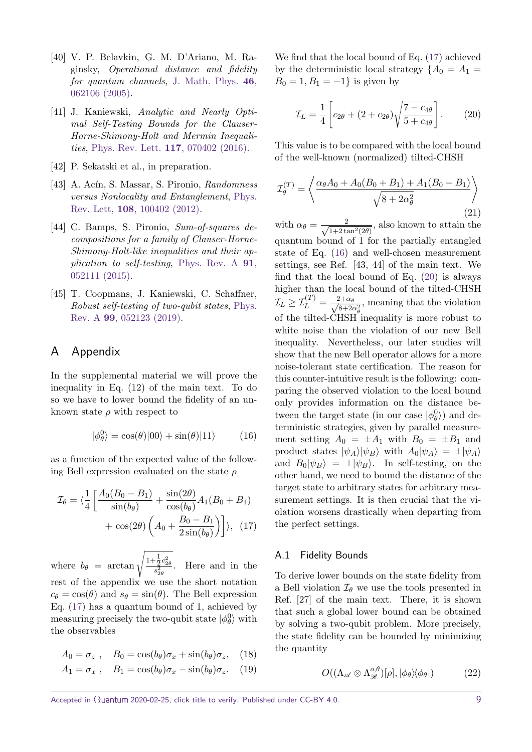[40] V. P. Belavkin, G. M. D'Ariano, M. Raginsky, *Operational distance and fidelity for quantum channels*, J. Math. Phys. **46**, 062106 (2005).

[41] J. Kaniewski, *Analytic and Nearly Optimal Self-Testing Bounds for the Clauser-Horne-Shimony-Holt and Mermin Inequalities*, Phys. Rev. Lett. **117**, 070402 (2016).

[42] P. Sekatski et al., in preparation.

[43] A. Acín, S. Massar, S. Pironio, *Randomness versus Nonlocality and Entanglement*, Phys. Rev. Lett, **108**, 100402 (2012).

[44] C. Bamps, S. Pironio, *Sum-of-squares decompositions for a family of Clauser-Horne-Shimony-Holt-like inequalities and their application to self-testing*, Phys. Rev. A **91**, 052111 (2015).

[45] T. Coopmans, J. Kaniewski, C. Schaffner, *Robust self-testing of two-qubit states*, Phys. Rev. A **99**, 052123 (2019).

# A Appendix

In the supplemental material we will prove the inequality in Eq. (12) of the main text. To do so we have to lower bound the fidelity of an unknown state $\rho$ with respect to

$$|\phi_\theta^0\rangle = \cos(\theta)|00\rangle + \sin(\theta)|11\rangle \tag{16}$$

as a function of the expected value of the following Bell expression evaluated on the state $\rho$

$$\mathcal{I}_\theta = \langle \frac{1}{4}\left[\frac{A_0(B_0-B_1)}{\sin(b_\theta)} + \frac{\sin(2\theta)}{\cos(b_\theta)}A_1(B_0+B_1) + \cos(2\theta)\left(A_0 + \frac{B_0-B_1}{2\sin(b_\theta)}\right)\right]\rangle, \tag{17}$$

where $b_\theta = \arctan\sqrt{\frac{1+\frac{1}{2}c_{2\theta}^2}{s_{2\theta}^2}}$. Here and in the rest of the appendix we use the short notation $c_\theta = \cos(\theta)$ and $s_\theta = \sin(\theta)$. The Bell expression Eq. (17) has a quantum bound of 1, achieved by measuring precisely the two-qubit state $|\phi_\theta^0\rangle$ with the observables

$$A_0 = \sigma_z\,, \quad B_0 = \cos(b_\theta)\sigma_x + \sin(b_\theta)\sigma_z, \tag{18}$$
$$A_1 = \sigma_x\,, \quad B_1 = \cos(b_\theta)\sigma_x - \sin(b_\theta)\sigma_z. \tag{19}$$

We find that the local bound of Eq. (17) achieved by the deterministic local strategy $\{A_0 = A_1 = B_0 = 1, B_1 = -1\}$ is given by

$$\mathcal{I}_L = \frac{1}{4}\left[c_{2\theta} + (2+c_{2\theta})\sqrt{\frac{7-c_{4\theta}}{5+c_{4\theta}}}\right]. \tag{20}$$

This value is to be compared with the local bound of the well-known (normalized) tilted-CHSH

$$\mathcal{I}_\theta^{(T)} = \left\langle \frac{\alpha_\theta A_0 + A_0(B_0+B_1) + A_1(B_0-B_1)}{\sqrt{8+2\alpha_\theta^2}}\right\rangle \tag{21}$$

with $\alpha_\theta = \frac{2}{\sqrt{1+2\tan^2(2\theta)}}$, also known to attain the quantum bound of 1 for the partially entangled state of Eq. (16) and well-chosen measurement settings, see Ref. [43, 44] of the main text. We find that the local bound of Eq. (20) is always higher than the local bound of the tilted-CHSH $\mathcal{I}_L \geq \mathcal{I}_L^{(T)} = \frac{2+\alpha_\theta}{\sqrt{8+2\alpha_\theta^2}}$, meaning that the violation of the tilted-CHSH inequality is more robust to white noise than the violation of our new Bell inequality. Nevertheless, our later studies will show that the new Bell operator allows for a more noise-tolerant state certification. The reason for this counter-intuitive result is the following: comparing the observed violation to the local bound only provides information on the distance between the target state (in our case $|\phi_\theta^0\rangle$) and deterministic strategies, given by parallel measurement setting $A_0 = \pm A_1$ with $B_0 = \pm B_1$ and product states $|\psi_A\rangle|\psi_B\rangle$ with $A_0|\psi_A\rangle = \pm|\psi_A\rangle$ and $B_0|\psi_B\rangle = \pm|\psi_B\rangle$. In self-testing, on the other hand, we need to bound the distance of the target state to arbitrary states for arbitrary measurement settings. It is then crucial that the violation worsens drastically when departing from the perfect settings.

## A.1 Fidelity Bounds

To derive lower bounds on the state fidelity from a Bell violation $\mathcal{I}_\theta$ we use the tools presented in Ref. [27] of the main text. There, it is shown that such a global lower bound can be obtained by solving a two-qubit problem. More precisely, the state fidelity can be bounded by minimizing the quantity

$$O((\Lambda_{\mathscr{A}} \otimes \Lambda_{\mathscr{B}}^{o,\theta})[\rho], |\phi_\theta\rangle\langle\phi_\theta|) \tag{22}$$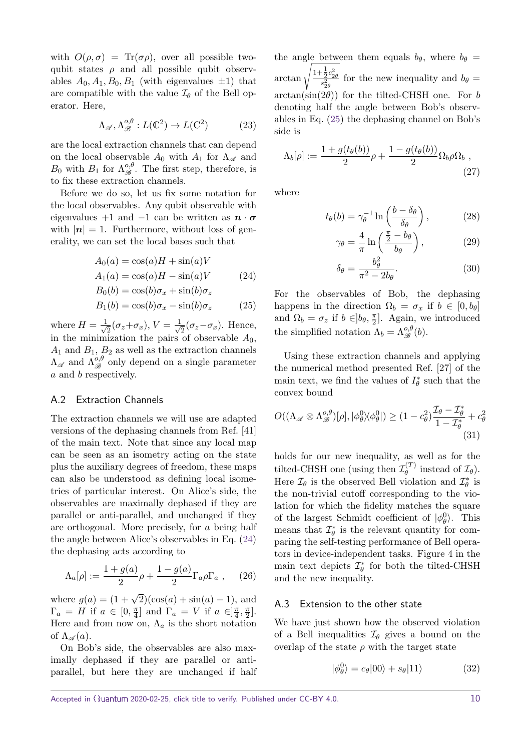with $O(\rho,\sigma) = \mathrm{Tr}(\sigma\rho)$, over all possible two-qubit states $\rho$ and all possible qubit observables $A_0, A_1, B_0, B_1$ (with eigenvalues $\pm 1$) that are compatible with the value $\mathcal{I}_\theta$ of the Bell operator. Here,

$$\Lambda_{\mathscr{A}}, \Lambda_{\mathscr{B}}^{o,\theta} : L(\mathbb{C}^2) \to L(\mathbb{C}^2) \tag{23}$$

are the local extraction channels that can depend on the local observable $A_0$ with $A_1$ for $\Lambda_{\mathscr{A}}$ and $B_0$ with $B_1$ for $\Lambda_{\mathscr{B}}^{o,\theta}$. The first step, therefore, is to fix these extraction channels.

Before we do so, let us fix some notation for the local observables. Any qubit observable with eigenvalues $+1$ and $-1$ can be written as $\boldsymbol{n}\cdot\boldsymbol{\sigma}$ with $|\boldsymbol{n}| = 1$. Furthermore, without loss of generality, we can set the local bases such that

$$\begin{aligned}
A_0(a) &= \cos(a) H + \sin(a) V \\
A_1(a) &= \cos(a) H - \sin(a) V
\end{aligned} \tag{24}$$

$$\begin{aligned}
B_0(b) &= \cos(b)\sigma_x + \sin(b)\sigma_z \\
B_1(b) &= \cos(b)\sigma_x - \sin(b)\sigma_z
\end{aligned} \tag{25}$$

where $H = \frac{1}{\sqrt{2}}(\sigma_z+\sigma_x)$, $V = \frac{1}{\sqrt{2}}(\sigma_z-\sigma_x)$. Hence, in the minimization the pairs of observable $A_0$, $A_1$ and $B_1$, $B_2$ as well as the extraction channels $\Lambda_{\mathscr{A}}$ and $\Lambda_{\mathscr{B}}^{o,\theta}$ only depend on a single parameter $a$ and $b$ respectively.

### A.2 Extraction Channels

The extraction channels we will use are adapted versions of the dephasing channels from Ref. [41] of the main text. Note that since any local map can be seen as an isometry acting on the state plus the auxiliary degrees of freedom, these maps can also be understood as defining local isometries of particular interest. On Alice's side, the observables are maximally dephased if they are parallel or anti-parallel, and unchanged if they are orthogonal. More precisely, for $a$ being half the angle between Alice's observables in Eq. (24) the dephasing acts according to

$$\Lambda_a[\rho] := \frac{1+g(a)}{2}\rho + \frac{1-g(a)}{2}\Gamma_a\rho\Gamma_a\ , \tag{26}$$

where $g(a) = (1+\sqrt{2})(\cos(a)+\sin(a)-1)$, and $\Gamma_a = H$ if $a \in [0,\frac{\pi}{4}]$ and $\Gamma_a = V$ if $a \in ]\frac{\pi}{4},\frac{\pi}{2}]$. Here and from now on, $\Lambda_a$ is the short notation of $\Lambda_{\mathscr{A}}(a)$.

On Bob's side, the observables are also maximally dephased if they are parallel or anti-parallel, but here they are unchanged if half the angle between them equals $b_\theta$, where $b_\theta = \arctan\sqrt{\frac{1+\frac{1}{2}c_{2\theta}^2}{s_{2\theta}^2}}$ for the new inequality and $b_\theta = \arctan(\sin(2\theta))$ for the tilted-CHSH one. For $b$ denoting half the angle between Bob's observables in Eq. (25) the dephasing channel on Bob's side is

$$\Lambda_b[\rho] := \frac{1+g(t_\theta(b))}{2}\rho + \frac{1-g(t_\theta(b))}{2}\Omega_b\rho\Omega_b\ , \tag{27}$$

where

$$t_\theta(b) = \gamma_\theta^{-1}\ln\left(\frac{b-\delta_\theta}{\delta_\theta}\right), \tag{28}$$

$$\gamma_\theta = \frac{4}{\pi}\ln\left(\frac{\frac{\pi}{2}-b_\theta}{b_\theta}\right), \tag{29}$$

$$\delta_\theta = \frac{b_\theta^2}{\pi^2 - 2b_\theta}. \tag{30}$$

For the observables of Bob, the dephasing happens in the direction $\Omega_b = \sigma_x$ if $b \in [0, b_\theta]$ and $\Omega_b = \sigma_z$ if $b \in ]b_\theta, \frac{\pi}{2}]$. Again, we introduced the simplified notation $\Lambda_b = \Lambda_{\mathscr{B}}^{o,\theta}(b)$.

Using these extraction channels and applying the numerical method presented Ref. [27] of the main text, we find the values of $I_\theta^*$ such that the convex bound

$$O((\Lambda_{\mathscr{A}}\otimes\Lambda_{\mathscr{B}}^{o,\theta})[\rho], |\phi_\theta^0\rangle\langle\phi_\theta^0|) \geq (1-c_\theta^2)\frac{\mathcal{I}_\theta - \mathcal{I}_\theta^*}{1-\mathcal{I}_\theta^*} + c_\theta^2 \tag{31}$$

holds for our new inequality, as well as for the tilted-CHSH one (using then $\mathcal{I}_\theta^{(T)}$ instead of $\mathcal{I}_\theta$). Here $\mathcal{I}_\theta$ is the observed Bell violation and $\mathcal{I}_\theta^*$ is the non-trivial cutoff corresponding to the violation for which the fidelity matches the square of the largest Schmidt coefficient of $|\phi_\theta^0\rangle$. This means that $\mathcal{I}_\theta^*$ is the relevant quantity for comparing the self-testing performance of Bell operators in device-independent tasks. Figure 4 in the main text depicts $\mathcal{I}_\theta^*$ for both the tilted-CHSH and the new inequality.

### A.3 Extension to the other state

We have just shown how the observed violation of a Bell inequalities $\mathcal{I}_\theta$ gives a bound on the overlap of the state $\rho$ with the target state

$$|\phi_\theta^0\rangle = c_\theta|00\rangle + s_\theta|11\rangle \tag{32}$$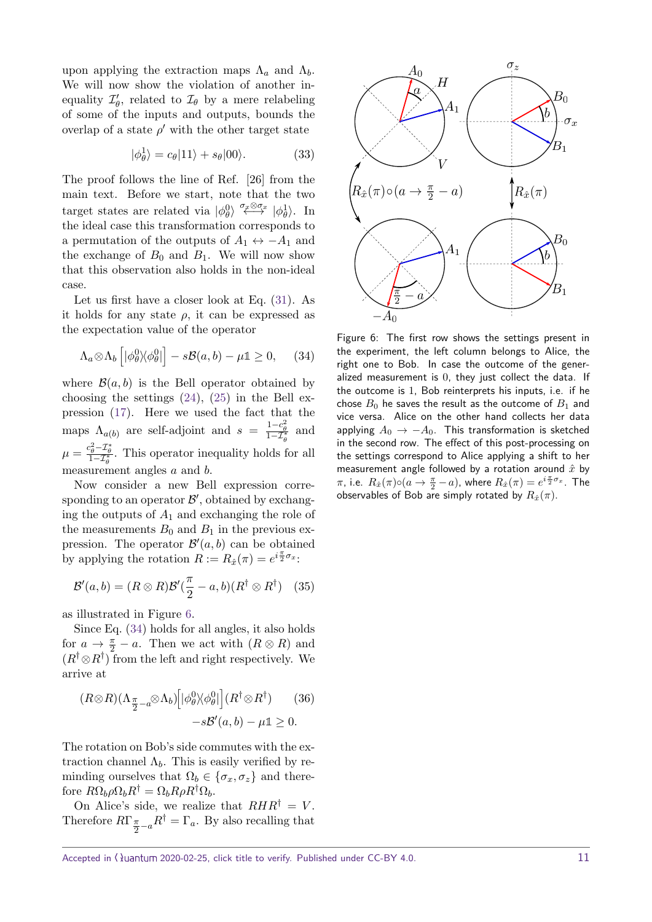upon applying the extraction maps $\Lambda_a$ and $\Lambda_b$. We will now show the violation of another inequality $\mathcal{I}'_\theta$, related to $\mathcal{I}_\theta$ by a mere relabeling of some of the inputs and outputs, bounds the overlap of a state $\rho'$ with the other target state

$$|\phi^1_\theta\rangle = c_\theta|11\rangle + s_\theta|00\rangle. \tag{33}$$

The proof follows the line of Ref. [26] from the main text. Before we start, note that the two target states are related via $|\phi^0_\theta\rangle \overset{\sigma_x\otimes\sigma_x}{\longleftrightarrow} |\phi^1_\theta\rangle$. In the ideal case this transformation corresponds to a permutation of the outputs of $A_1 \leftrightarrow -A_1$ and the exchange of $B_0$ and $B_1$. We will now show that this observation also holds in the non-ideal case.

Let us first have a closer look at Eq. (31). As it holds for any state $\rho$, it can be expressed as the expectation value of the operator

$$\Lambda_a\otimes\Lambda_b\left[|\phi^0_\theta\rangle\langle\phi^0_\theta|\right] - s\mathcal{B}(a,b) - \mu\mathbb{1} \geq 0, \tag{34}$$

where $\mathcal{B}(a,b)$ is the Bell operator obtained by choosing the settings (24), (25) in the Bell expression (17). Here we used the fact that the maps $\Lambda_{a(b)}$ are self-adjoint and $s = \frac{1-c_\theta^2}{1-\mathcal{I}^*_\theta}$ and $\mu = \frac{c_\theta^2-\mathcal{I}^*_\theta}{1-\mathcal{I}^*_\theta}$. This operator inequality holds for all measurement angles $a$ and $b$.

Now consider a new Bell expression corresponding to an operator $\mathcal{B}'$, obtained by exchanging the outputs of $A_1$ and exchanging the role of the measurements $B_0$ and $B_1$ in the previous expression. The operator $\mathcal{B}'(a,b)$ can be obtained by applying the rotation $R := R_{\hat{x}}(\pi) = e^{i\frac{\pi}{2}\sigma_x}$:

$$\mathcal{B}'(a,b) = (R\otimes R)\mathcal{B}'(\frac{\pi}{2}-a,b)(R^\dagger\otimes R^\dagger) \tag{35}$$

as illustrated in Figure 6.

Since Eq. (34) holds for all angles, it also holds for $a \to \frac{\pi}{2} - a$. Then we act with $(R\otimes R)$ and $(R^\dagger\otimes R^\dagger)$ from the left and right respectively. We arrive at

$$\begin{aligned}(R\otimes R)(\Lambda_{\frac{\pi}{2}-a}\otimes\Lambda_b)\Big[|\phi^0_\theta\rangle\langle\phi^0_\theta|\Big](R^\dagger\otimes R^\dagger) \\ -s\mathcal{B}'(a,b) - \mu\mathbb{1} \geq 0.\end{aligned} \tag{36}$$

The rotation on Bob's side commutes with the extraction channel $\Lambda_b$. This is easily verified by reminding ourselves that $\Omega_b \in \{\sigma_x, \sigma_z\}$ and therefore $R\Omega_b\rho\Omega_b R^\dagger = \Omega_b R\rho R^\dagger\Omega_b$.

On Alice's side, we realize that $RHR^\dagger = V$. Therefore $R\Gamma_{\frac{\pi}{2}-a}R^\dagger = \Gamma_a$. By also recalling that

Figure 6: The first row shows the settings present in the experiment, the left column belongs to Alice, the right one to Bob. In case the outcome of the generalized measurement is 0, they just collect the data. If the outcome is 1, Bob reinterprets his inputs, i.e. if he chose $B_0$ he saves the result as the outcome of $B_1$ and vice versa. Alice on the other hand collects her data applying $A_0 \to -A_0$. This transformation is sketched in the second row. The effect of this post-processing on the settings correspond to Alice applying a shift to her measurement angle followed by a rotation around $\hat{x}$ by $\pi$, i.e. $R_{\hat{x}}(\pi)\circ(a \to \frac{\pi}{2}-a)$, where $R_{\hat{x}}(\pi) = e^{i\frac{\pi}{2}\sigma_x}$. The observables of Bob are simply rotated by $R_{\hat{x}}(\pi)$.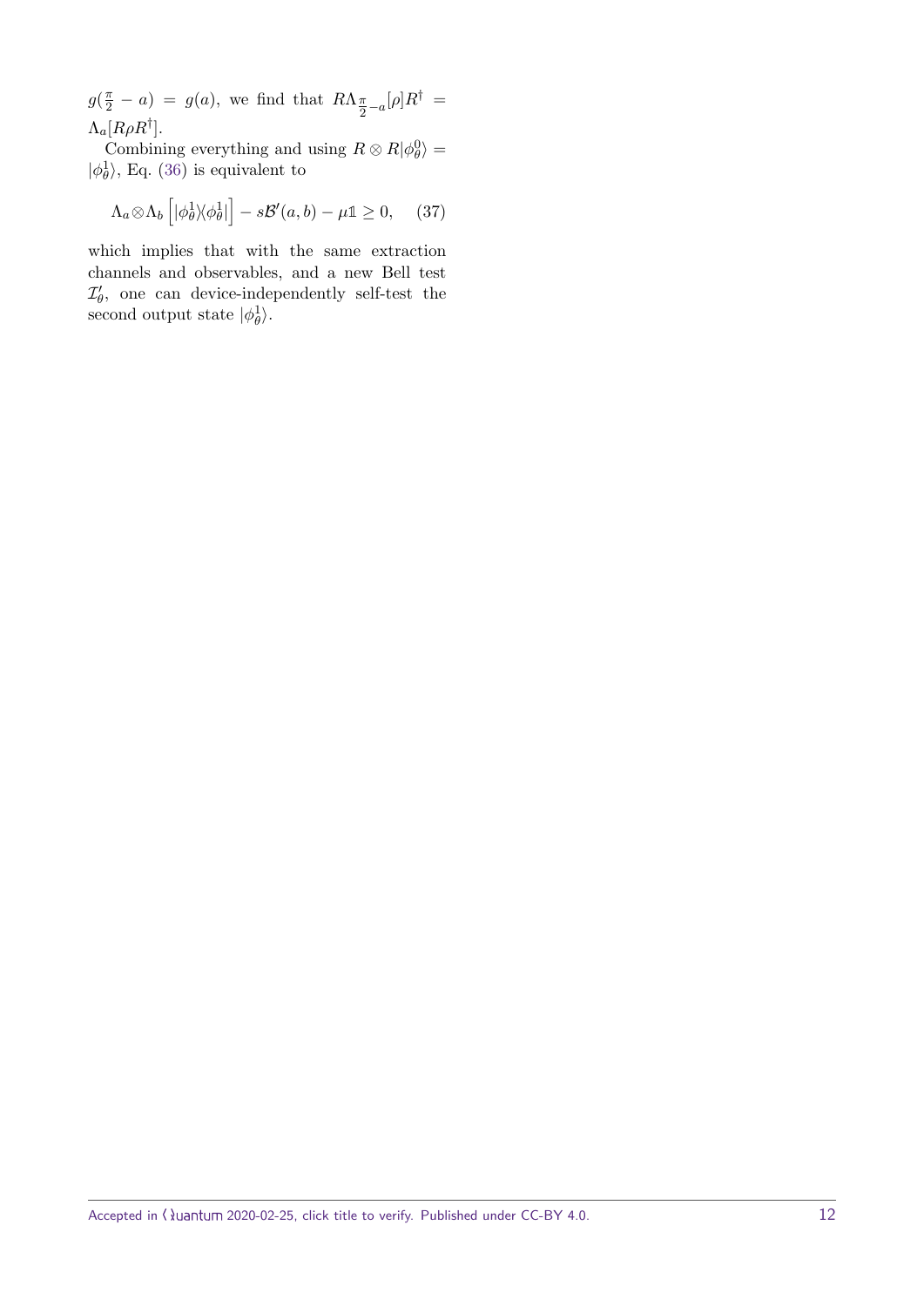$g(\frac{\pi}{2} - a) = g(a)$, we find that $R\Lambda_{\frac{\pi}{2}-a}[\rho]R^\dagger = \Lambda_a[R\rho R^\dagger]$.

Combining everything and using $R \otimes R|\phi_\theta^0\rangle = |\phi_\theta^1\rangle$, Eq. (36) is equivalent to

$$\Lambda_a \otimes \Lambda_b \left[|\phi_\theta^1\rangle\langle\phi_\theta^1|\right] - s\mathcal{B}'(a,b) - \mu\mathbb{1} \geq 0, \quad (37)$$

which implies that with the same extraction channels and observables, and a new Bell test $\mathcal{I}'_\theta$, one can device-independently self-test the second output state $|\phi_\theta^1\rangle$.